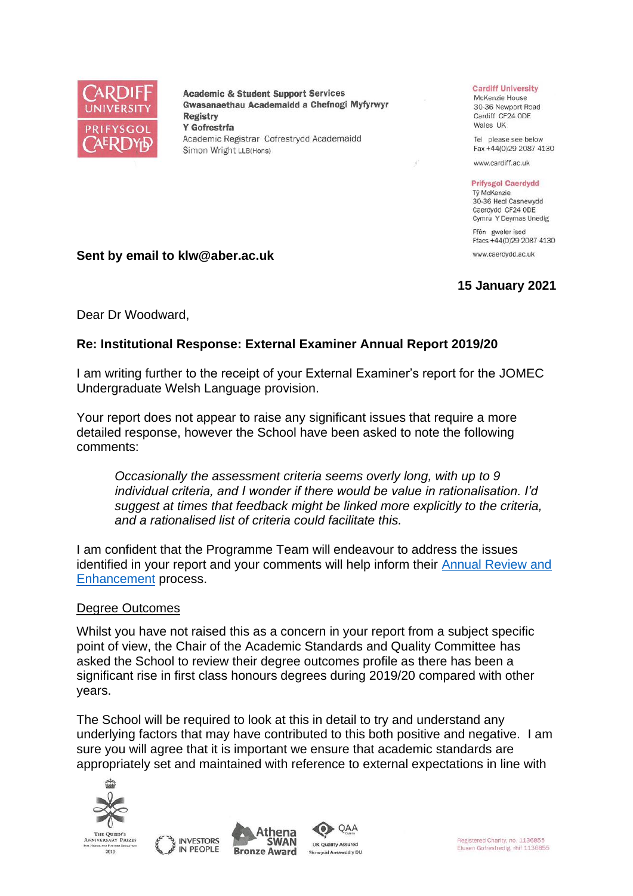Academic & Student Support Services
Gwasanaethau Academaidd a Chefnogi Myfyrwyr
Registry
Y Gofrestrfa
Academic Registrar Cofrestrydd Academaidd
Simon Wright LLB(Hons)

**Cardiff University**
McKenzie House
30-36 Newport Road
Cardiff CF24 0DE
Wales UK

Tel please see below
Fax +44(0)29 2087 4130

www.cardiff.ac.uk

**Prifysgol Caerdydd**
Tŷ McKenzie
30-36 Heol Casnewydd
Caerdydd CF24 0DE
Cymru Y Deyrnas Unedig

Ffôn gweler isod
Ffacs +44(0)29 2087 4130

www.caerdydd.ac.uk

**Sent by email to klw@aber.ac.uk**

**15 January 2021**

Dear Dr Woodward,

**Re: Institutional Response: External Examiner Annual Report 2019/20**

I am writing further to the receipt of your External Examiner's report for the JOMEC Undergraduate Welsh Language provision.

Your report does not appear to raise any significant issues that require a more detailed response, however the School have been asked to note the following comments:

> *Occasionally the assessment criteria seems overly long, with up to 9 individual criteria, and I wonder if there would be value in rationalisation. I'd suggest at times that feedback might be linked more explicitly to the criteria, and a rationalised list of criteria could facilitate this.*

I am confident that the Programme Team will endeavour to address the issues identified in your report and your comments will help inform their Annual Review and Enhancement process.

Degree Outcomes

Whilst you have not raised this as a concern in your report from a subject specific point of view, the Chair of the Academic Standards and Quality Committee has asked the School to review their degree outcomes profile as there has been a significant rise in first class honours degrees during 2019/20 compared with other years.

The School will be required to look at this in detail to try and understand any underlying factors that may have contributed to this both positive and negative. I am sure you will agree that it is important we ensure that academic standards are appropriately set and maintained with reference to external expectations in line with

Registered Charity, no. 1136855
Elusen Gofrestredig, rhif 1136855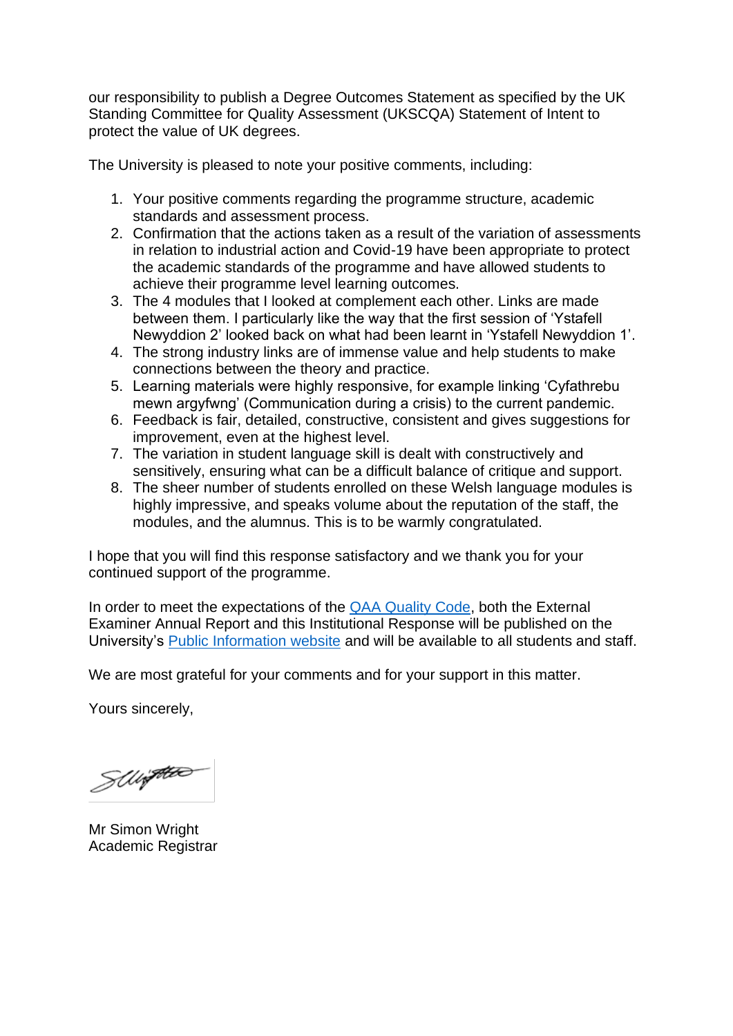our responsibility to publish a Degree Outcomes Statement as specified by the UK Standing Committee for Quality Assessment (UKSCQA) Statement of Intent to protect the value of UK degrees.

The University is pleased to note your positive comments, including:

1. Your positive comments regarding the programme structure, academic standards and assessment process.
2. Confirmation that the actions taken as a result of the variation of assessments in relation to industrial action and Covid-19 have been appropriate to protect the academic standards of the programme and have allowed students to achieve their programme level learning outcomes.
3. The 4 modules that I looked at complement each other. Links are made between them. I particularly like the way that the first session of 'Ystafell Newyddion 2' looked back on what had been learnt in 'Ystafell Newyddion 1'.
4. The strong industry links are of immense value and help students to make connections between the theory and practice.
5. Learning materials were highly responsive, for example linking 'Cyfathrebu mewn argyfwng' (Communication during a crisis) to the current pandemic.
6. Feedback is fair, detailed, constructive, consistent and gives suggestions for improvement, even at the highest level.
7. The variation in student language skill is dealt with constructively and sensitively, ensuring what can be a difficult balance of critique and support.
8. The sheer number of students enrolled on these Welsh language modules is highly impressive, and speaks volume about the reputation of the staff, the modules, and the alumnus. This is to be warmly congratulated.

I hope that you will find this response satisfactory and we thank you for your continued support of the programme.

In order to meet the expectations of the [QAA Quality Code](), both the External Examiner Annual Report and this Institutional Response will be published on the University's [Public Information website]() and will be available to all students and staff.

We are most grateful for your comments and for your support in this matter.

Yours sincerely,

Mr Simon Wright
Academic Registrar